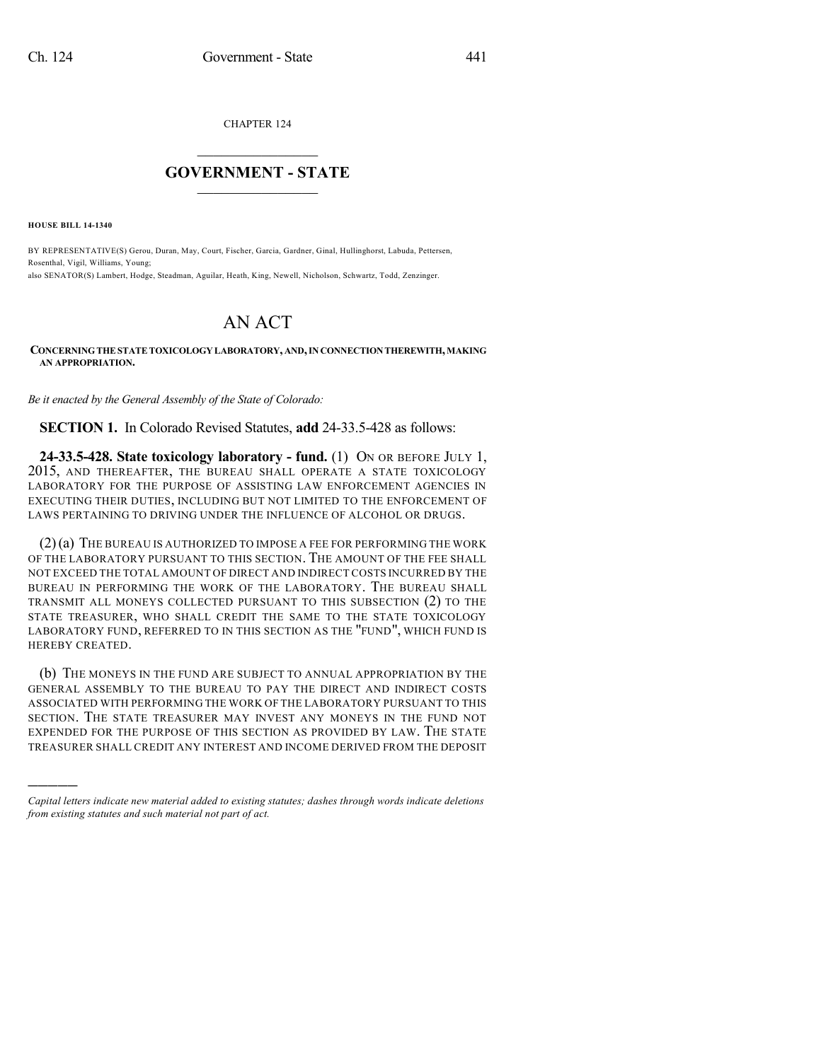CHAPTER 124

# GOVERNMENT - STATE

**HOUSE BILL 14-1340**

BY REPRESENTATIVE(S) Gerou, Duran, May, Court, Fischer, Garcia, Gardner, Ginal, Hullinghorst, Labuda, Pettersen, Rosenthal, Vigil, Williams, Young;
also SENATOR(S) Lambert, Hodge, Steadman, Aguilar, Heath, King, Newell, Nicholson, Schwartz, Todd, Zenzinger.

# AN ACT

**CONCERNING THE STATE TOXICOLOGY LABORATORY, AND, IN CONNECTION THEREWITH, MAKING AN APPROPRIATION.**

*Be it enacted by the General Assembly of the State of Colorado:*

**SECTION 1.** In Colorado Revised Statutes, **add** 24-33.5-428 as follows:

**24-33.5-428. State toxicology laboratory - fund.** (1) ON OR BEFORE JULY 1, 2015, AND THEREAFTER, THE BUREAU SHALL OPERATE A STATE TOXICOLOGY LABORATORY FOR THE PURPOSE OF ASSISTING LAW ENFORCEMENT AGENCIES IN EXECUTING THEIR DUTIES, INCLUDING BUT NOT LIMITED TO THE ENFORCEMENT OF LAWS PERTAINING TO DRIVING UNDER THE INFLUENCE OF ALCOHOL OR DRUGS.

(2) (a) THE BUREAU IS AUTHORIZED TO IMPOSE A FEE FOR PERFORMING THE WORK OF THE LABORATORY PURSUANT TO THIS SECTION. THE AMOUNT OF THE FEE SHALL NOT EXCEED THE TOTAL AMOUNT OF DIRECT AND INDIRECT COSTS INCURRED BY THE BUREAU IN PERFORMING THE WORK OF THE LABORATORY. THE BUREAU SHALL TRANSMIT ALL MONEYS COLLECTED PURSUANT TO THIS SUBSECTION (2) TO THE STATE TREASURER, WHO SHALL CREDIT THE SAME TO THE STATE TOXICOLOGY LABORATORY FUND, REFERRED TO IN THIS SECTION AS THE "FUND", WHICH FUND IS HEREBY CREATED.

(b) THE MONEYS IN THE FUND ARE SUBJECT TO ANNUAL APPROPRIATION BY THE GENERAL ASSEMBLY TO THE BUREAU TO PAY THE DIRECT AND INDIRECT COSTS ASSOCIATED WITH PERFORMING THE WORK OF THE LABORATORY PURSUANT TO THIS SECTION. THE STATE TREASURER MAY INVEST ANY MONEYS IN THE FUND NOT EXPENDED FOR THE PURPOSE OF THIS SECTION AS PROVIDED BY LAW. THE STATE TREASURER SHALL CREDIT ANY INTEREST AND INCOME DERIVED FROM THE DEPOSIT

---

*Capital letters indicate new material added to existing statutes; dashes through words indicate deletions from existing statutes and such material not part of act.*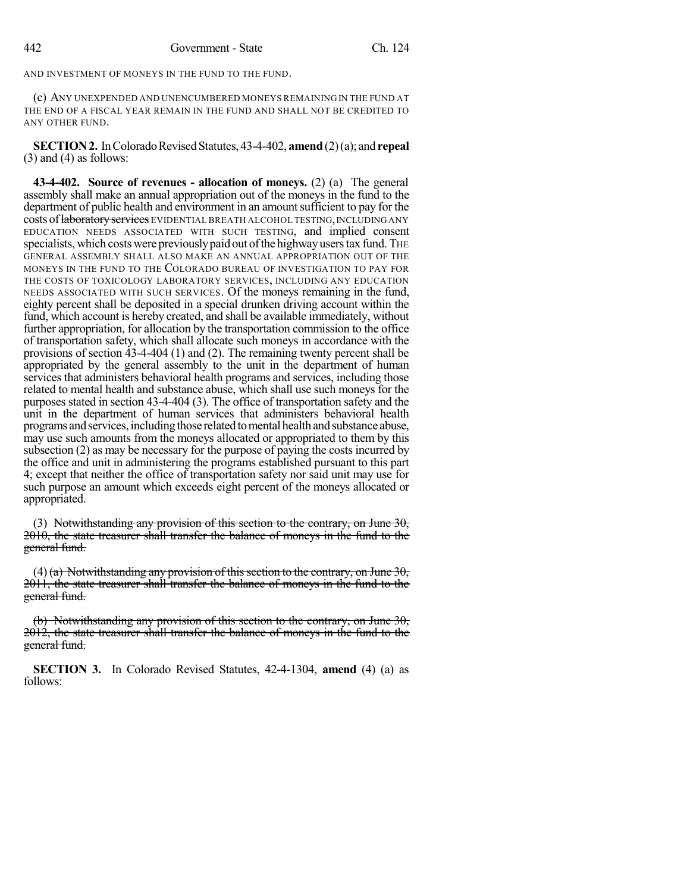AND INVESTMENT OF MONEYS IN THE FUND TO THE FUND.

(c) ANY UNEXPENDED AND UNENCUMBERED MONEYS REMAINING IN THE FUND AT THE END OF A FISCAL YEAR REMAIN IN THE FUND AND SHALL NOT BE CREDITED TO ANY OTHER FUND.

**SECTION 2.** In Colorado Revised Statutes, 43-4-402, **amend** (2)(a); and **repeal** (3) and (4) as follows:

**43-4-402. Source of revenues - allocation of moneys.** (2) (a) The general assembly shall make an annual appropriation out of the moneys in the fund to the department of public health and environment in an amount sufficient to pay for the costs of ~~laboratory services~~ EVIDENTIAL BREATH ALCOHOL TESTING, INCLUDING ANY EDUCATION NEEDS ASSOCIATED WITH SUCH TESTING, and implied consent specialists, which costs were previously paid out of the highway users tax fund. THE GENERAL ASSEMBLY SHALL ALSO MAKE AN ANNUAL APPROPRIATION OUT OF THE MONEYS IN THE FUND TO THE COLORADO BUREAU OF INVESTIGATION TO PAY FOR THE COSTS OF TOXICOLOGY LABORATORY SERVICES, INCLUDING ANY EDUCATION NEEDS ASSOCIATED WITH SUCH SERVICES. Of the moneys remaining in the fund, eighty percent shall be deposited in a special drunken driving account within the fund, which account is hereby created, and shall be available immediately, without further appropriation, for allocation by the transportation commission to the office of transportation safety, which shall allocate such moneys in accordance with the provisions of section 43-4-404 (1) and (2). The remaining twenty percent shall be appropriated by the general assembly to the unit in the department of human services that administers behavioral health programs and services, including those related to mental health and substance abuse, which shall use such moneys for the purposes stated in section 43-4-404 (3). The office of transportation safety and the unit in the department of human services that administers behavioral health programs and services, including those related to mental health and substance abuse, may use such amounts from the moneys allocated or appropriated to them by this subsection (2) as may be necessary for the purpose of paying the costs incurred by the office and unit in administering the programs established pursuant to this part 4; except that neither the office of transportation safety nor said unit may use for such purpose an amount which exceeds eight percent of the moneys allocated or appropriated.

(3) ~~Notwithstanding any provision of this section to the contrary, on June 30, 2010, the state treasurer shall transfer the balance of moneys in the fund to the general fund.~~

(4) ~~(a) Notwithstanding any provision of this section to the contrary, on June 30, 2011, the state treasurer shall transfer the balance of moneys in the fund to the general fund.~~

~~(b) Notwithstanding any provision of this section to the contrary, on June 30, 2012, the state treasurer shall transfer the balance of moneys in the fund to the general fund.~~

**SECTION 3.** In Colorado Revised Statutes, 42-4-1304, **amend** (4) (a) as follows: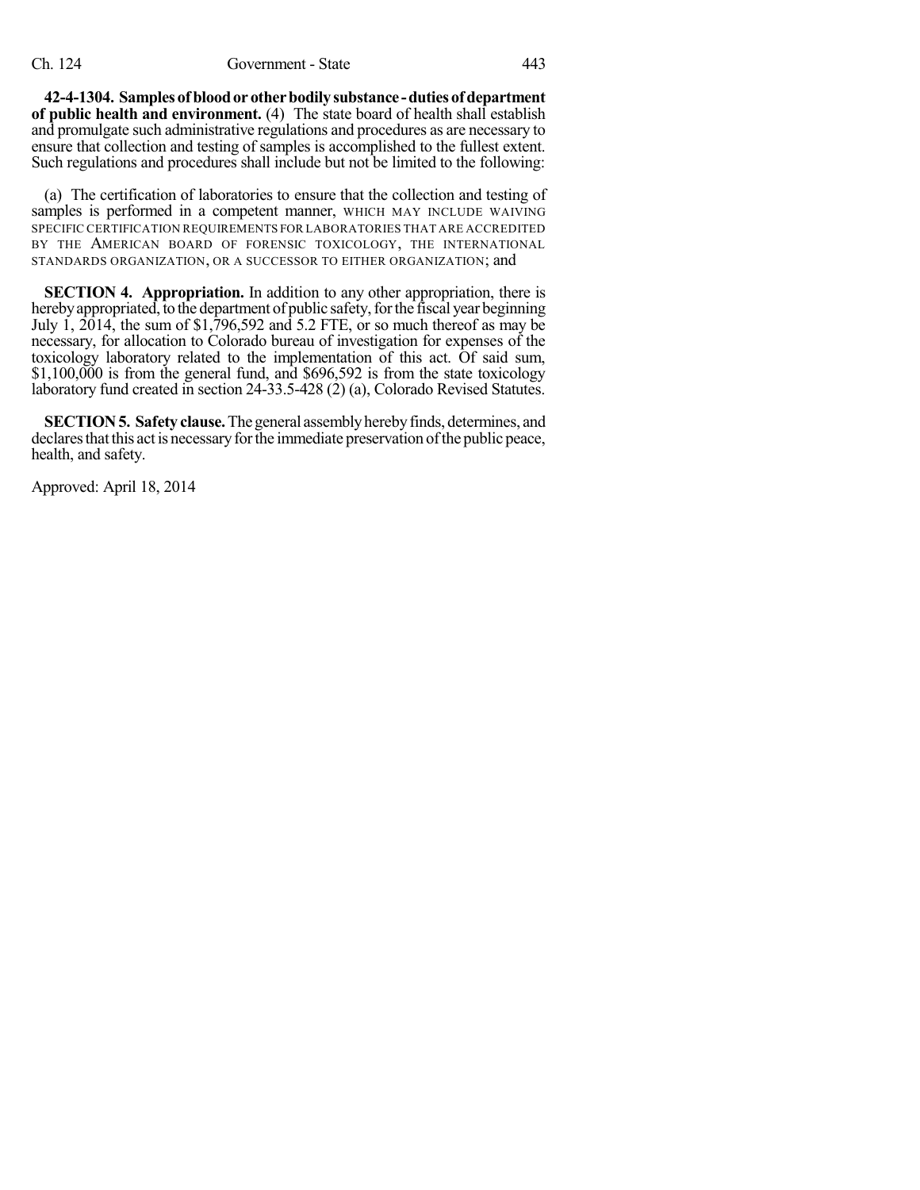**42-4-1304. Samples of blood or other bodily substance - duties of department of public health and environment.** (4) The state board of health shall establish and promulgate such administrative regulations and procedures as are necessary to ensure that collection and testing of samples is accomplished to the fullest extent. Such regulations and procedures shall include but not be limited to the following:

(a) The certification of laboratories to ensure that the collection and testing of samples is performed in a competent manner, WHICH MAY INCLUDE WAIVING SPECIFIC CERTIFICATION REQUIREMENTS FOR LABORATORIES THAT ARE ACCREDITED BY THE AMERICAN BOARD OF FORENSIC TOXICOLOGY, THE INTERNATIONAL STANDARDS ORGANIZATION, OR A SUCCESSOR TO EITHER ORGANIZATION; and

**SECTION 4. Appropriation.** In addition to any other appropriation, there is hereby appropriated, to the department of public safety, for the fiscal year beginning July 1, 2014, the sum of $1,796,592 and 5.2 FTE, or so much thereof as may be necessary, for allocation to Colorado bureau of investigation for expenses of the toxicology laboratory related to the implementation of this act. Of said sum, $1,100,000 is from the general fund, and $696,592 is from the state toxicology laboratory fund created in section 24-33.5-428 (2) (a), Colorado Revised Statutes.

**SECTION 5. Safety clause.** The general assembly hereby finds, determines, and declares that this act is necessary for the immediate preservation of the public peace, health, and safety.

Approved: April 18, 2014